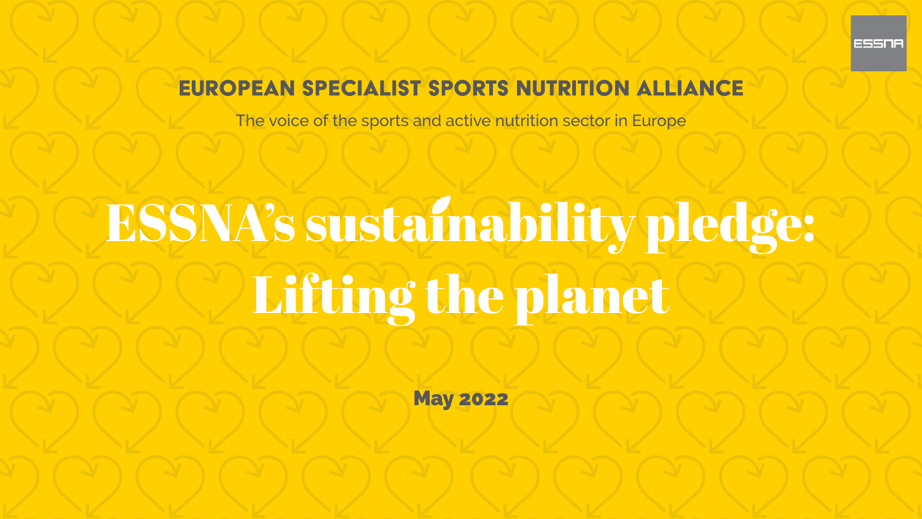EUROPEAN SPECIALIST SPORTS NUTRITION ALLIANCE

The voice of the sports and active nutrition sector in Europe

# ESSNA's sustainability pledge: Lifting the planet

**May 2022**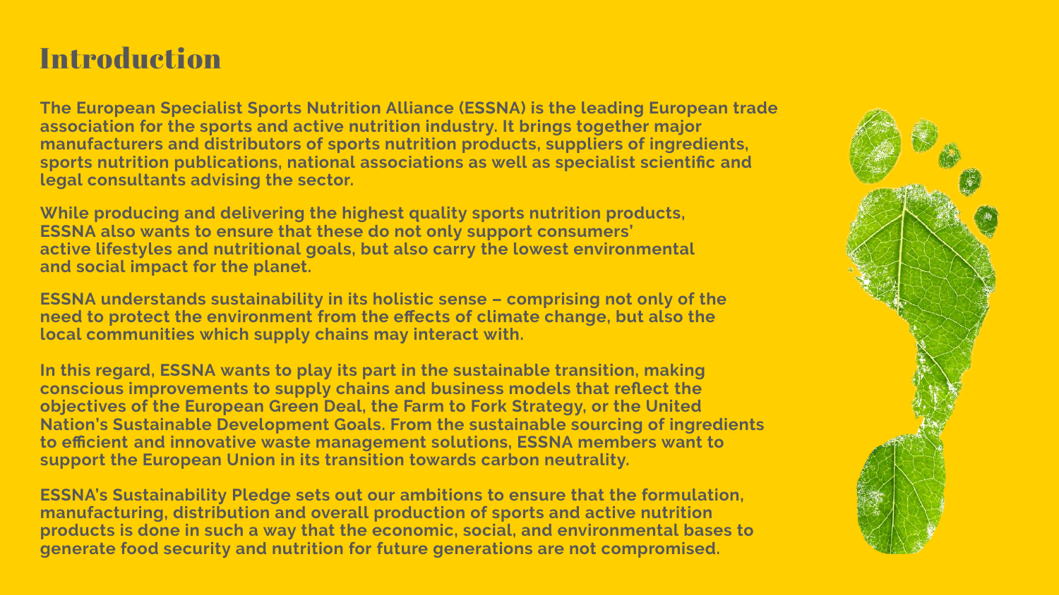# Introduction

**The European Specialist Sports Nutrition Alliance (ESSNA) is the leading European trade association for the sports and active nutrition industry. It brings together major manufacturers and distributors of sports nutrition products, suppliers of ingredients, sports nutrition publications, national associations as well as specialist scientific and legal consultants advising the sector.**

**While producing and delivering the highest quality sports nutrition products, ESSNA also wants to ensure that these do not only support consumers' active lifestyles and nutritional goals, but also carry the lowest environmental and social impact for the planet.**

**ESSNA understands sustainability in its holistic sense – comprising not only of the need to protect the environment from the effects of climate change, but also the local communities which supply chains may interact with.**

**In this regard, ESSNA wants to play its part in the sustainable transition, making conscious improvements to supply chains and business models that reflect the objectives of the European Green Deal, the Farm to Fork Strategy, or the United Nation's Sustainable Development Goals. From the sustainable sourcing of ingredients to efficient and innovative waste management solutions, ESSNA members want to support the European Union in its transition towards carbon neutrality.**

**ESSNA's Sustainability Pledge sets out our ambitions to ensure that the formulation, manufacturing, distribution and overall production of sports and active nutrition products is done in such a way that the economic, social, and environmental bases to generate food security and nutrition for future generations are not compromised.**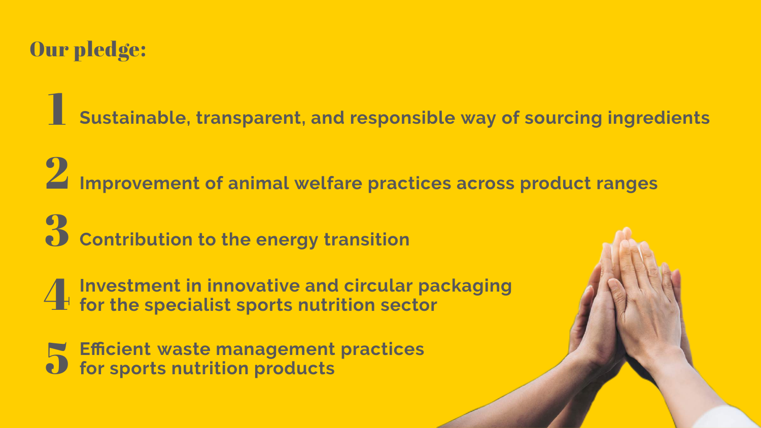## Our pledge:

1. Sustainable, transparent, and responsible way of sourcing ingredients
2. Improvement of animal welfare practices across product ranges
3. Contribution to the energy transition
4. Investment in innovative and circular packaging for the specialist sports nutrition sector
5. Efficient waste management practices for sports nutrition products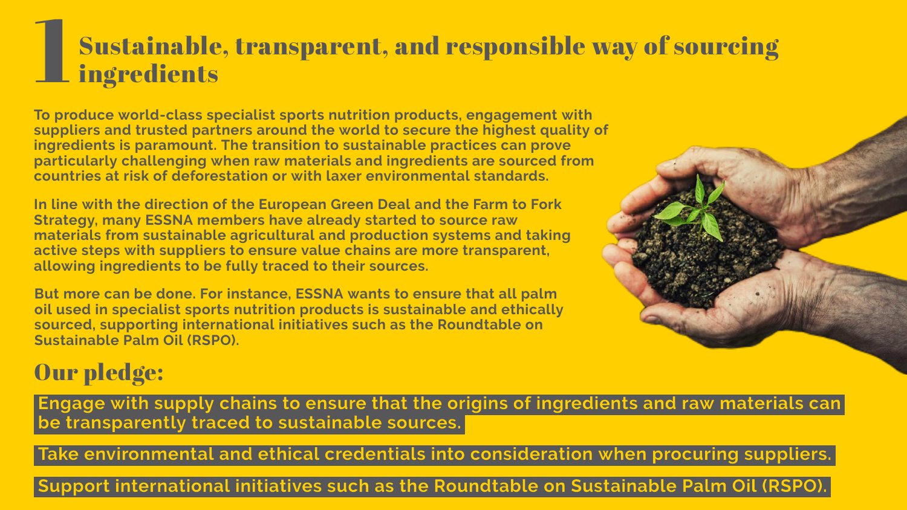# 1 Sustainable, transparent, and responsible way of sourcing ingredients

**To produce world-class specialist sports nutrition products, engagement with suppliers and trusted partners around the world to secure the highest quality of ingredients is paramount. The transition to sustainable practices can prove particularly challenging when raw materials and ingredients are sourced from countries at risk of deforestation or with laxer environmental standards.**

**In line with the direction of the European Green Deal and the Farm to Fork Strategy, many ESSNA members have already started to source raw materials from sustainable agricultural and production systems and taking active steps with suppliers to ensure value chains are more transparent, allowing ingredients to be fully traced to their sources.**

**But more can be done. For instance, ESSNA wants to ensure that all palm oil used in specialist sports nutrition products is sustainable and ethically sourced, supporting international initiatives such as the Roundtable on Sustainable Palm Oil (RSPO).**

## Our pledge:

**Engage with supply chains to ensure that the origins of ingredients and raw materials can be transparently traced to sustainable sources.**

**Take environmental and ethical credentials into consideration when procuring suppliers.**

**Support international initiatives such as the Roundtable on Sustainable Palm Oil (RSPO).**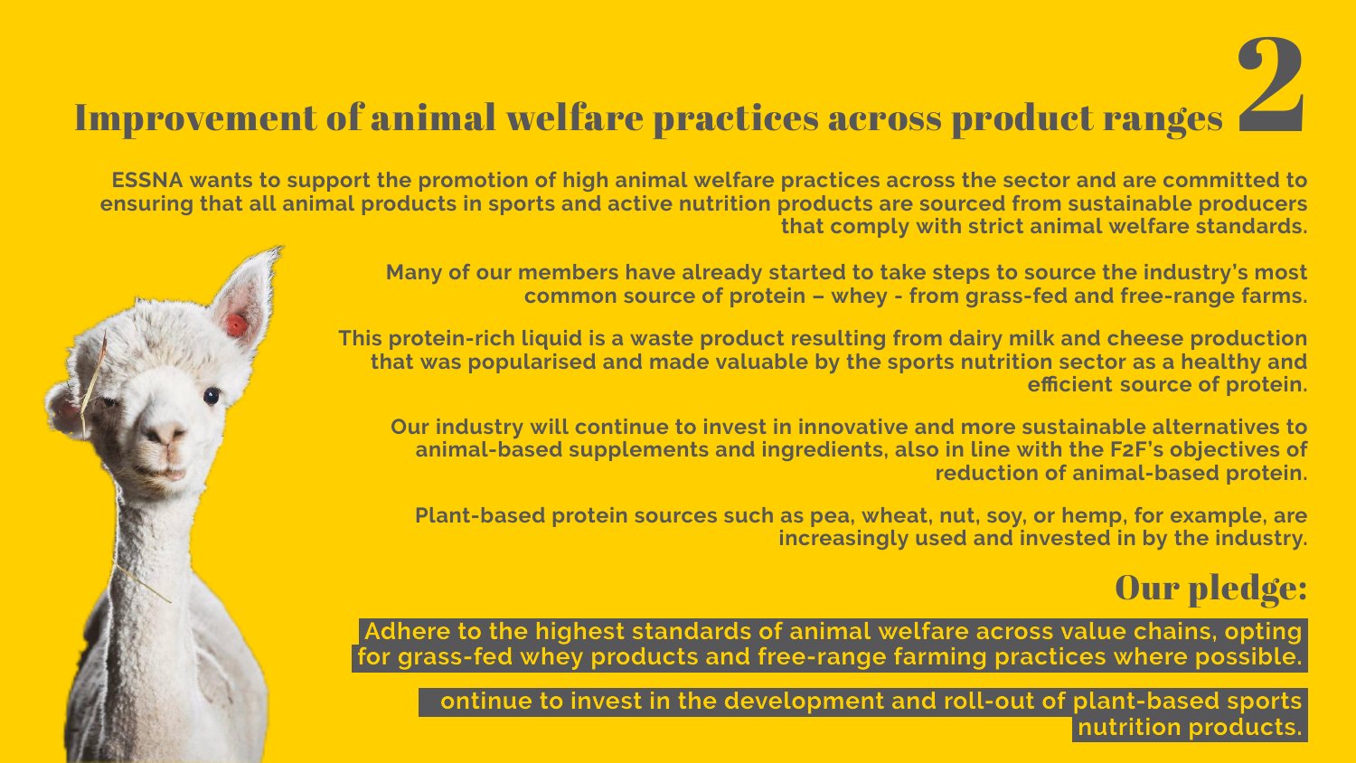# Improvement of animal welfare practices across product ranges 2

**ESSNA wants to support the promotion of high animal welfare practices across the sector and are committed to ensuring that all animal products in sports and active nutrition products are sourced from sustainable producers that comply with strict animal welfare standards.**

**Many of our members have already started to take steps to source the industry's most common source of protein – whey - from grass-fed and free-range farms.**

**This protein-rich liquid is a waste product resulting from dairy milk and cheese production that was popularised and made valuable by the sports nutrition sector as a healthy and efficient source of protein.**

**Our industry will continue to invest in innovative and more sustainable alternatives to animal-based supplements and ingredients, also in line with the F2F's objectives of reduction of animal-based protein.**

**Plant-based protein sources such as pea, wheat, nut, soy, or hemp, for example, are increasingly used and invested in by the industry.**

## Our pledge:

**Adhere to the highest standards of animal welfare across value chains, opting for grass-fed whey products and free-range farming practices where possible.**

**ontinue to invest in the development and roll-out of plant-based sports nutrition products.**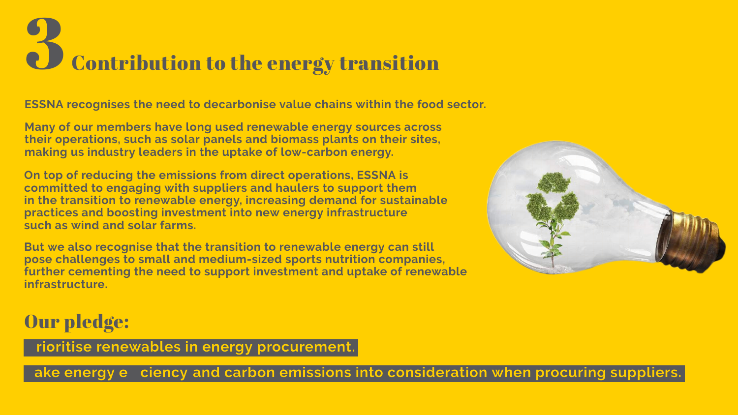# 3 Contribution to the energy transition

**ESSNA recognises the need to decarbonise value chains within the food sector.**

**Many of our members have long used renewable energy sources across their operations, such as solar panels and biomass plants on their sites, making us industry leaders in the uptake of low-carbon energy.**

**On top of reducing the emissions from direct operations, ESSNA is committed to engaging with suppliers and haulers to support them in the transition to renewable energy, increasing demand for sustainable practices and boosting investment into new energy infrastructure such as wind and solar farms.**

**But we also recognise that the transition to renewable energy can still pose challenges to small and medium-sized sports nutrition companies, further cementing the need to support investment and uptake of renewable infrastructure.**

## Our pledge:

**rioritise renewables in energy procurement.**

**ake energy e ciency and carbon emissions into consideration when procuring suppliers.**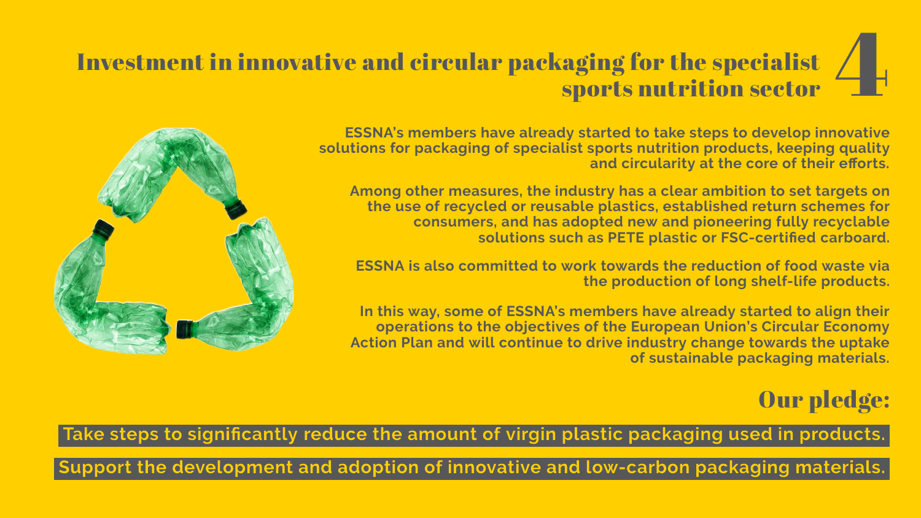# Investment in innovative and circular packaging for the specialist sports nutrition sector

4

ESSNA's members have already started to take steps to develop innovative solutions for packaging of specialist sports nutrition products, keeping quality and circularity at the core of their efforts.

Among other measures, the industry has a clear ambition to set targets on the use of recycled or reusable plastics, established return schemes for consumers, and has adopted new and pioneering fully recyclable solutions such as PETE plastic or FSC-certified carboard.

ESSNA is also committed to work towards the reduction of food waste via the production of long shelf-life products.

In this way, some of ESSNA's members have already started to align their operations to the objectives of the European Union's Circular Economy Action Plan and will continue to drive industry change towards the uptake of sustainable packaging materials.

## Our pledge:

**Take steps to significantly reduce the amount of virgin plastic packaging used in products.**

**Support the development and adoption of innovative and low-carbon packaging materials.**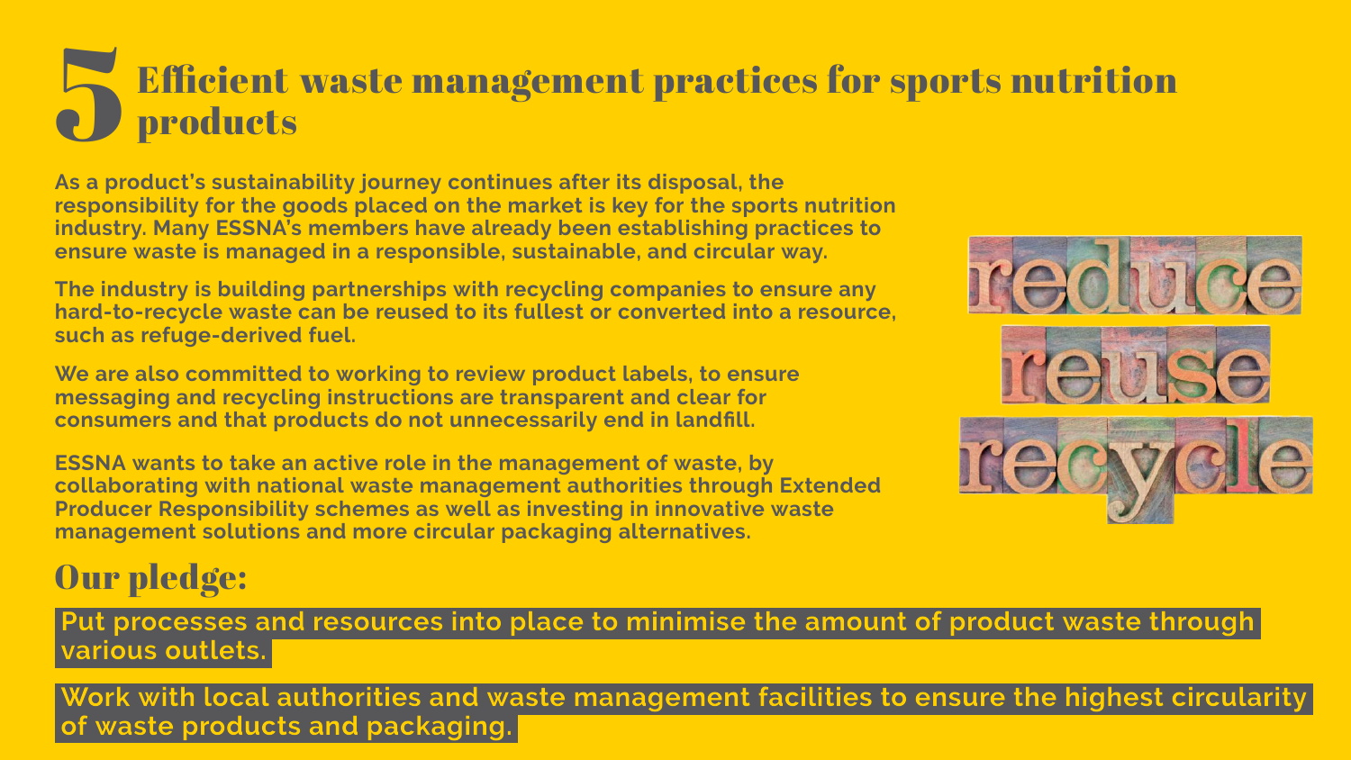# 5 Efficient waste management practices for sports nutrition products

**As a product's sustainability journey continues after its disposal, the responsibility for the goods placed on the market is key for the sports nutrition industry. Many ESSNA's members have already been establishing practices to ensure waste is managed in a responsible, sustainable, and circular way.**

**The industry is building partnerships with recycling companies to ensure any hard-to-recycle waste can be reused to its fullest or converted into a resource, such as refuge-derived fuel.**

**We are also committed to working to review product labels, to ensure messaging and recycling instructions are transparent and clear for consumers and that products do not unnecessarily end in landfill.**

**ESSNA wants to take an active role in the management of waste, by collaborating with national waste management authorities through Extended Producer Responsibility schemes as well as investing in innovative waste management solutions and more circular packaging alternatives.**

## Our pledge:

**Put processes and resources into place to minimise the amount of product waste through various outlets.**

**Work with local authorities and waste management facilities to ensure the highest circularity of waste products and packaging.**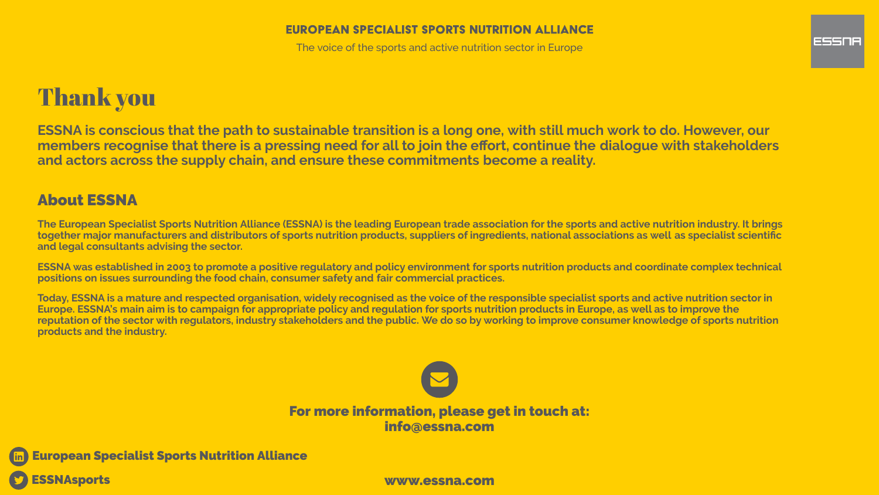EUROPEAN SPECIALIST SPORTS NUTRITION ALLIANCE

The voice of the sports and active nutrition sector in Europe

ESSNA

# Thank you

**ESSNA is conscious that the path to sustainable transition is a long one, with still much work to do. However, our members recognise that there is a pressing need for all to join the effort, continue the dialogue with stakeholders and actors across the supply chain, and ensure these commitments become a reality.**

## About ESSNA

The European Specialist Sports Nutrition Alliance (ESSNA) is the leading European trade association for the sports and active nutrition industry. It brings together major manufacturers and distributors of sports nutrition products, suppliers of ingredients, national associations as well as specialist scientific and legal consultants advising the sector.

ESSNA was established in 2003 to promote a positive regulatory and policy environment for sports nutrition products and coordinate complex technical positions on issues surrounding the food chain, consumer safety and fair commercial practices.

Today, ESSNA is a mature and respected organisation, widely recognised as the voice of the responsible specialist sports and active nutrition sector in Europe. ESSNA's main aim is to campaign for appropriate policy and regulation for sports nutrition products in Europe, as well as to improve the reputation of the sector with regulators, industry stakeholders and the public. We do so by working to improve consumer knowledge of sports nutrition products and the industry.

**For more information, please get in touch at:**
**info@essna.com**

**European Specialist Sports Nutrition Alliance**

**ESSNAsports**

**www.essna.com**